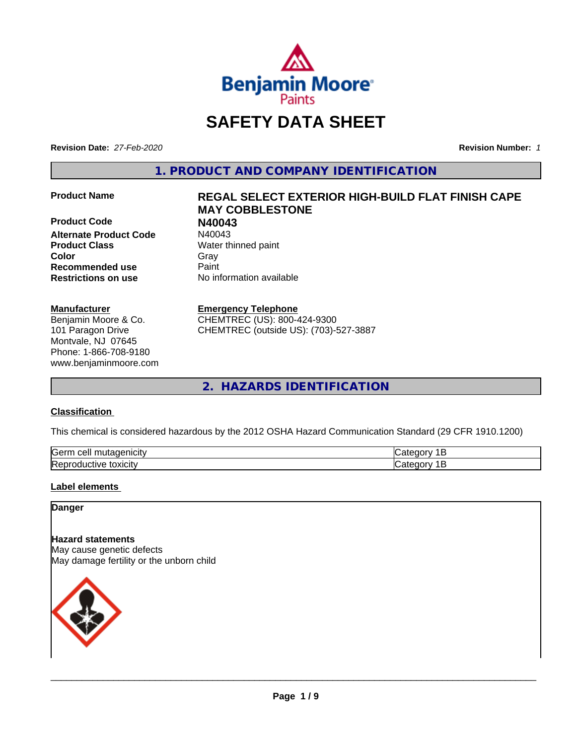# SAFETY DATA SHEET

**Revision Date:** *27-Feb-2020*

**Revision Number:** *1*

## 1. PRODUCT AND COMPANY IDENTIFICATION

| | |
|---|---|
| **Product Name** | **REGAL SELECT EXTERIOR HIGH-BUILD FLAT FINISH CAPE MAY COBBLESTONE** |
| **Product Code** | **N40043** |
| **Alternate Product Code** | N40043 |
| **Product Class** | Water thinned paint |
| **Color** | Gray |
| **Recommended use** | Paint |
| **Restrictions on use** | No information available |

**Manufacturer**
Benjamin Moore & Co.
101 Paragon Drive
Montvale, NJ 07645
Phone: 1-866-708-9180
www.benjaminmoore.com

**Emergency Telephone**
CHEMTREC (US): 800-424-9300
CHEMTREC (outside US): (703)-527-3887

## 2. HAZARDS IDENTIFICATION

**Classification**

This chemical is considered hazardous by the 2012 OSHA Hazard Communication Standard (29 CFR 1910.1200)

| | |
|---|---|
| Germ cell mutagenicity | Category 1B |
| Reproductive toxicity | Category 1B |

**Label elements**

**Danger**

**Hazard statements**
May cause genetic defects
May damage fertility or the unborn child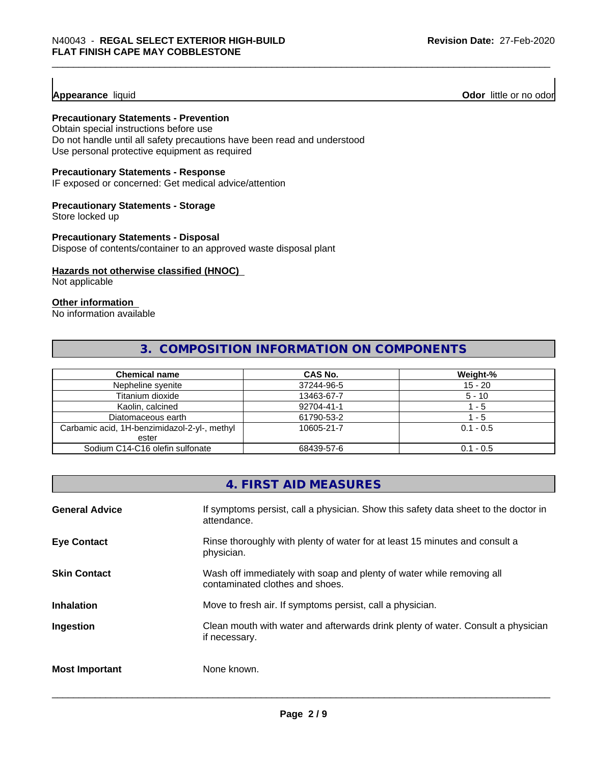**Appearance** liquid **Odor** little or no odor

**Precautionary Statements - Prevention**
Obtain special instructions before use
Do not handle until all safety precautions have been read and understood
Use personal protective equipment as required

**Precautionary Statements - Response**
IF exposed or concerned: Get medical advice/attention

**Precautionary Statements - Storage**
Store locked up

**Precautionary Statements - Disposal**
Dispose of contents/container to an approved waste disposal plant

**Hazards not otherwise classified (HNOC)**
Not applicable

**Other information**
No information available

## 3. COMPOSITION INFORMATION ON COMPONENTS

| Chemical name | CAS No. | Weight-% |
|---|---|---|
| Nepheline syenite | 37244-96-5 | 15 - 20 |
| Titanium dioxide | 13463-67-7 | 5 - 10 |
| Kaolin, calcined | 92704-41-1 | 1 - 5 |
| Diatomaceous earth | 61790-53-2 | 1 - 5 |
| Carbamic acid, 1H-benzimidazol-2-yl-, methyl ester | 10605-21-7 | 0.1 - 0.5 |
| Sodium C14-C16 olefin sulfonate | 68439-57-6 | 0.1 - 0.5 |

## 4. FIRST AID MEASURES

**General Advice** If symptoms persist, call a physician. Show this safety data sheet to the doctor in attendance.

**Eye Contact** Rinse thoroughly with plenty of water for at least 15 minutes and consult a physician.

**Skin Contact** Wash off immediately with soap and plenty of water while removing all contaminated clothes and shoes.

**Inhalation** Move to fresh air. If symptoms persist, call a physician.

**Ingestion** Clean mouth with water and afterwards drink plenty of water. Consult a physician if necessary.

**Most Important** None known.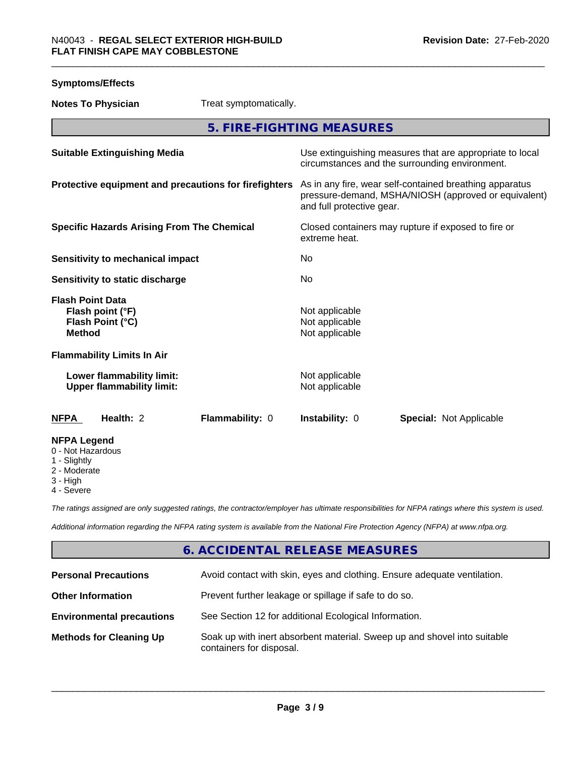**Symptoms/Effects**

**Notes To Physician** Treat symptomatically.

## 5. FIRE-FIGHTING MEASURES

| | |
|---|---|
| **Suitable Extinguishing Media** | Use extinguishing measures that are appropriate to local circumstances and the surrounding environment. |
| **Protective equipment and precautions for firefighters** | As in any fire, wear self-contained breathing apparatus pressure-demand, MSHA/NIOSH (approved or equivalent) and full protective gear. |
| **Specific Hazards Arising From The Chemical** | Closed containers may rupture if exposed to fire or extreme heat. |
| **Sensitivity to mechanical impact** | No |
| **Sensitivity to static discharge** | No |

**Flash Point Data**

| | |
|---|---|
| **Flash point (°F)** | Not applicable |
| **Flash Point (°C)** | Not applicable |
| **Method** | Not applicable |

**Flammability Limits In Air**

| | |
|---|---|
| **Lower flammability limit:** | Not applicable |
| **Upper flammability limit:** | Not applicable |

| **NFPA** | **Health:** 2 | **Flammability:** 0 | **Instability:** 0 | **Special:** Not Applicable |
|---|---|---|---|---|

**NFPA Legend**
- 0 - Not Hazardous
- 1 - Slightly
- 2 - Moderate
- 3 - High
- 4 - Severe

*The ratings assigned are only suggested ratings, the contractor/employer has ultimate responsibilities for NFPA ratings where this system is used.*

*Additional information regarding the NFPA rating system is available from the National Fire Protection Agency (NFPA) at www.nfpa.org.*

## 6. ACCIDENTAL RELEASE MEASURES

| | |
|---|---|
| **Personal Precautions** | Avoid contact with skin, eyes and clothing. Ensure adequate ventilation. |
| **Other Information** | Prevent further leakage or spillage if safe to do so. |
| **Environmental precautions** | See Section 12 for additional Ecological Information. |
| **Methods for Cleaning Up** | Soak up with inert absorbent material. Sweep up and shovel into suitable containers for disposal. |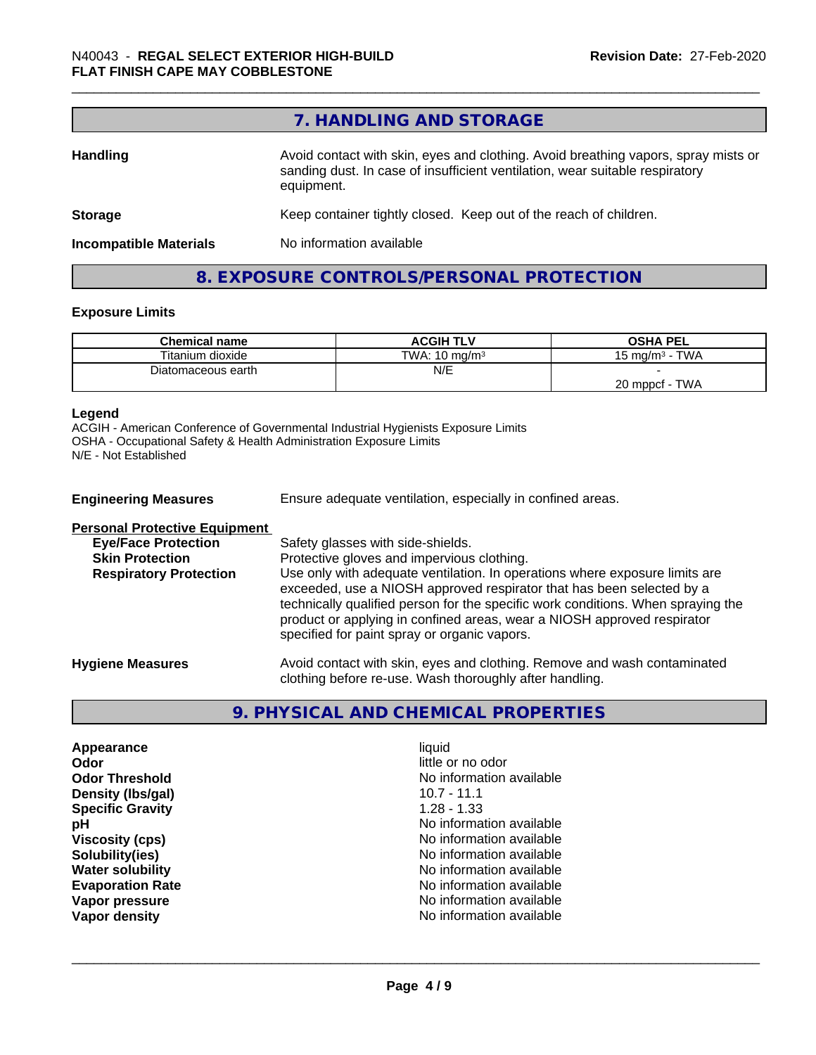## 7. HANDLING AND STORAGE

**Handling** Avoid contact with skin, eyes and clothing. Avoid breathing vapors, spray mists or sanding dust. In case of insufficient ventilation, wear suitable respiratory equipment.

**Storage** Keep container tightly closed. Keep out of the reach of children.

**Incompatible Materials** No information available

## 8. EXPOSURE CONTROLS/PERSONAL PROTECTION

### Exposure Limits

| Chemical name | ACGIH TLV | OSHA PEL |
|---|---|---|
| Titanium dioxide | TWA: 10 mg/m³ | 15 mg/m³ - TWA |
| Diatomaceous earth | N/E | - <br> 20 mppcf - TWA |

**Legend**
ACGIH - American Conference of Governmental Industrial Hygienists Exposure Limits
OSHA - Occupational Safety & Health Administration Exposure Limits
N/E - Not Established

**Engineering Measures** Ensure adequate ventilation, especially in confined areas.

**Personal Protective Equipment**

**Eye/Face Protection** Safety glasses with side-shields.

**Skin Protection** Protective gloves and impervious clothing.

**Respiratory Protection** Use only with adequate ventilation. In operations where exposure limits are exceeded, use a NIOSH approved respirator that has been selected by a technically qualified person for the specific work conditions. When spraying the product or applying in confined areas, wear a NIOSH approved respirator specified for paint spray or organic vapors.

**Hygiene Measures** Avoid contact with skin, eyes and clothing. Remove and wash contaminated clothing before re-use. Wash thoroughly after handling.

## 9. PHYSICAL AND CHEMICAL PROPERTIES

**Appearance** liquid
**Odor** little or no odor
**Odor Threshold** No information available
**Density (lbs/gal)** 10.7 - 11.1
**Specific Gravity** 1.28 - 1.33
**pH** No information available
**Viscosity (cps)** No information available
**Solubility(ies)** No information available
**Water solubility** No information available
**Evaporation Rate** No information available
**Vapor pressure** No information available
**Vapor density** No information available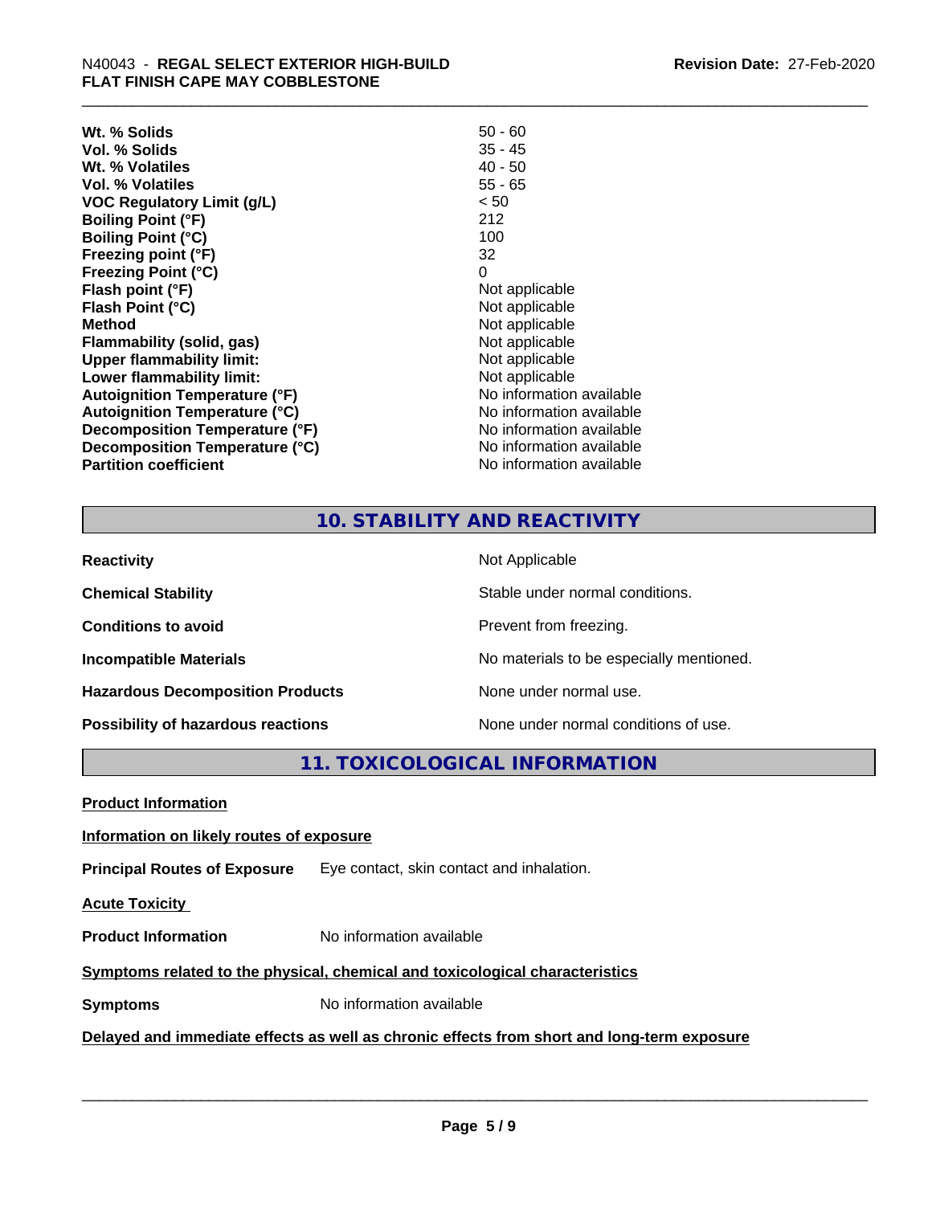| | |
|---|---|
| **Wt. % Solids** | 50 - 60 |
| **Vol. % Solids** | 35 - 45 |
| **Wt. % Volatiles** | 40 - 50 |
| **Vol. % Volatiles** | 55 - 65 |
| **VOC Regulatory Limit (g/L)** | < 50 |
| **Boiling Point (°F)** | 212 |
| **Boiling Point (°C)** | 100 |
| **Freezing point (°F)** | 32 |
| **Freezing Point (°C)** | 0 |
| **Flash point (°F)** | Not applicable |
| **Flash Point (°C)** | Not applicable |
| **Method** | Not applicable |
| **Flammability (solid, gas)** | Not applicable |
| **Upper flammability limit:** | Not applicable |
| **Lower flammability limit:** | Not applicable |
| **Autoignition Temperature (°F)** | No information available |
| **Autoignition Temperature (°C)** | No information available |
| **Decomposition Temperature (°F)** | No information available |
| **Decomposition Temperature (°C)** | No information available |
| **Partition coefficient** | No information available |

## 10. STABILITY AND REACTIVITY

| | |
|---|---|
| **Reactivity** | Not Applicable |
| **Chemical Stability** | Stable under normal conditions. |
| **Conditions to avoid** | Prevent from freezing. |
| **Incompatible Materials** | No materials to be especially mentioned. |
| **Hazardous Decomposition Products** | None under normal use. |
| **Possibility of hazardous reactions** | None under normal conditions of use. |

## 11. TOXICOLOGICAL INFORMATION

**Product Information**

**Information on likely routes of exposure**

**Principal Routes of Exposure** Eye contact, skin contact and inhalation.

**Acute Toxicity**

**Product Information** No information available

**Symptoms related to the physical, chemical and toxicological characteristics**

**Symptoms** No information available

**Delayed and immediate effects as well as chronic effects from short and long-term exposure**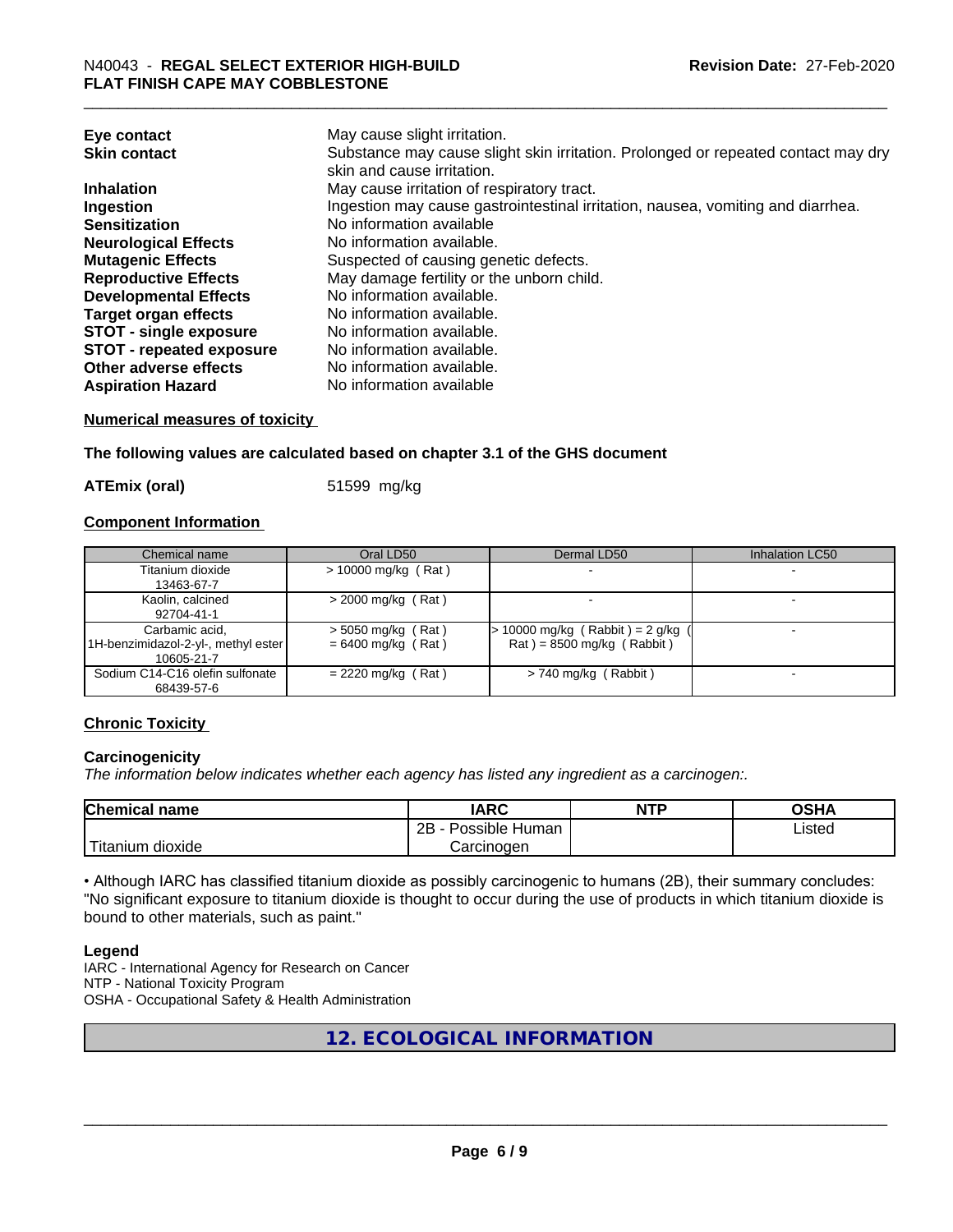| | |
|---|---|
| **Eye contact** | May cause slight irritation. |
| **Skin contact** | Substance may cause slight skin irritation. Prolonged or repeated contact may dry skin and cause irritation. |
| **Inhalation** | May cause irritation of respiratory tract. |
| **Ingestion** | Ingestion may cause gastrointestinal irritation, nausea, vomiting and diarrhea. |
| **Sensitization** | No information available |
| **Neurological Effects** | No information available. |
| **Mutagenic Effects** | Suspected of causing genetic defects. |
| **Reproductive Effects** | May damage fertility or the unborn child. |
| **Developmental Effects** | No information available. |
| **Target organ effects** | No information available. |
| **STOT - single exposure** | No information available. |
| **STOT - repeated exposure** | No information available. |
| **Other adverse effects** | No information available. |
| **Aspiration Hazard** | No information available |

**Numerical measures of toxicity**

**The following values are calculated based on chapter 3.1 of the GHS document**

**ATEmix (oral)** 51599 mg/kg

**Component Information**

| Chemical name | Oral LD50 | Dermal LD50 | Inhalation LC50 |
|---|---|---|---|
| Titanium dioxide<br>13463-67-7 | > 10000 mg/kg ( Rat ) | - | - |
| Kaolin, calcined<br>92704-41-1 | > 2000 mg/kg ( Rat ) | - | - |
| Carbamic acid, 1H-benzimidazol-2-yl-, methyl ester<br>10605-21-7 | > 5050 mg/kg ( Rat )<br>= 6400 mg/kg ( Rat ) | > 10000 mg/kg ( Rabbit ) = 2 g/kg ( Rat ) = 8500 mg/kg ( Rabbit ) | - |
| Sodium C14-C16 olefin sulfonate<br>68439-57-6 | = 2220 mg/kg ( Rat ) | > 740 mg/kg ( Rabbit ) | - |

**Chronic Toxicity**

**Carcinogenicity**

*The information below indicates whether each agency has listed any ingredient as a carcinogen:.*

| Chemical name | IARC | NTP | OSHA |
|---|---|---|---|
| Titanium dioxide | 2B - Possible Human Carcinogen | | Listed |

• Although IARC has classified titanium dioxide as possibly carcinogenic to humans (2B), their summary concludes: "No significant exposure to titanium dioxide is thought to occur during the use of products in which titanium dioxide is bound to other materials, such as paint."

**Legend**

IARC - International Agency for Research on Cancer
NTP - National Toxicity Program
OSHA - Occupational Safety & Health Administration

## 12. ECOLOGICAL INFORMATION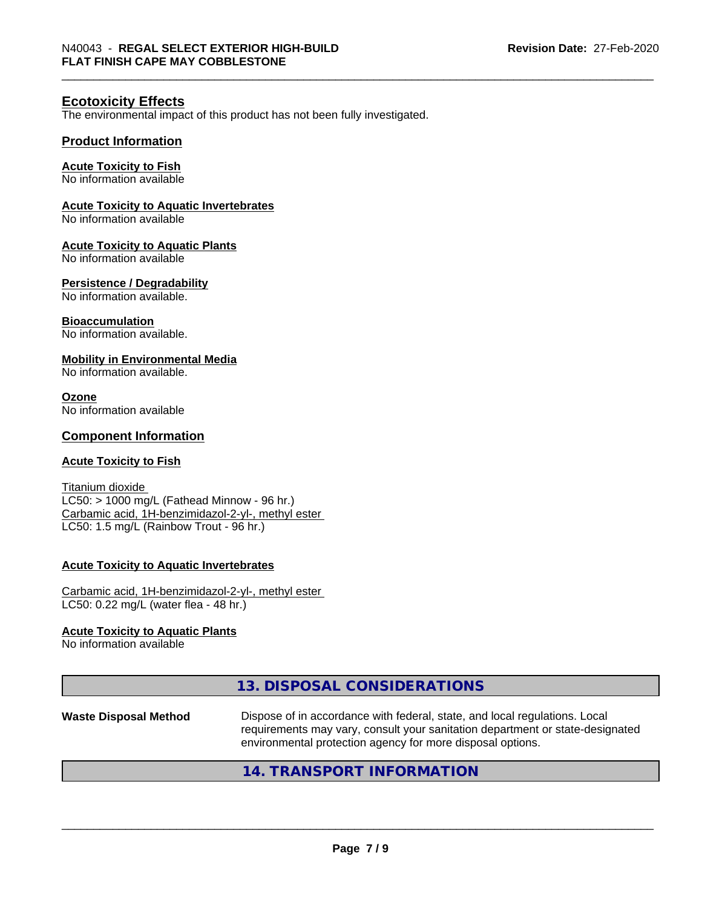## Ecotoxicity Effects

The environmental impact of this product has not been fully investigated.

### Product Information

**Acute Toxicity to Fish**
No information available

**Acute Toxicity to Aquatic Invertebrates**
No information available

**Acute Toxicity to Aquatic Plants**
No information available

**Persistence / Degradability**
No information available.

**Bioaccumulation**
No information available.

**Mobility in Environmental Media**
No information available.

**Ozone**
No information available

### Component Information

**Acute Toxicity to Fish**

Titanium dioxide
LC50: > 1000 mg/L (Fathead Minnow - 96 hr.)
Carbamic acid, 1H-benzimidazol-2-yl-, methyl ester
LC50: 1.5 mg/L (Rainbow Trout - 96 hr.)

**Acute Toxicity to Aquatic Invertebrates**

Carbamic acid, 1H-benzimidazol-2-yl-, methyl ester
LC50: 0.22 mg/L (water flea - 48 hr.)

**Acute Toxicity to Aquatic Plants**
No information available

## 13. DISPOSAL CONSIDERATIONS

**Waste Disposal Method** Dispose of in accordance with federal, state, and local regulations. Local requirements may vary, consult your sanitation department or state-designated environmental protection agency for more disposal options.

## 14. TRANSPORT INFORMATION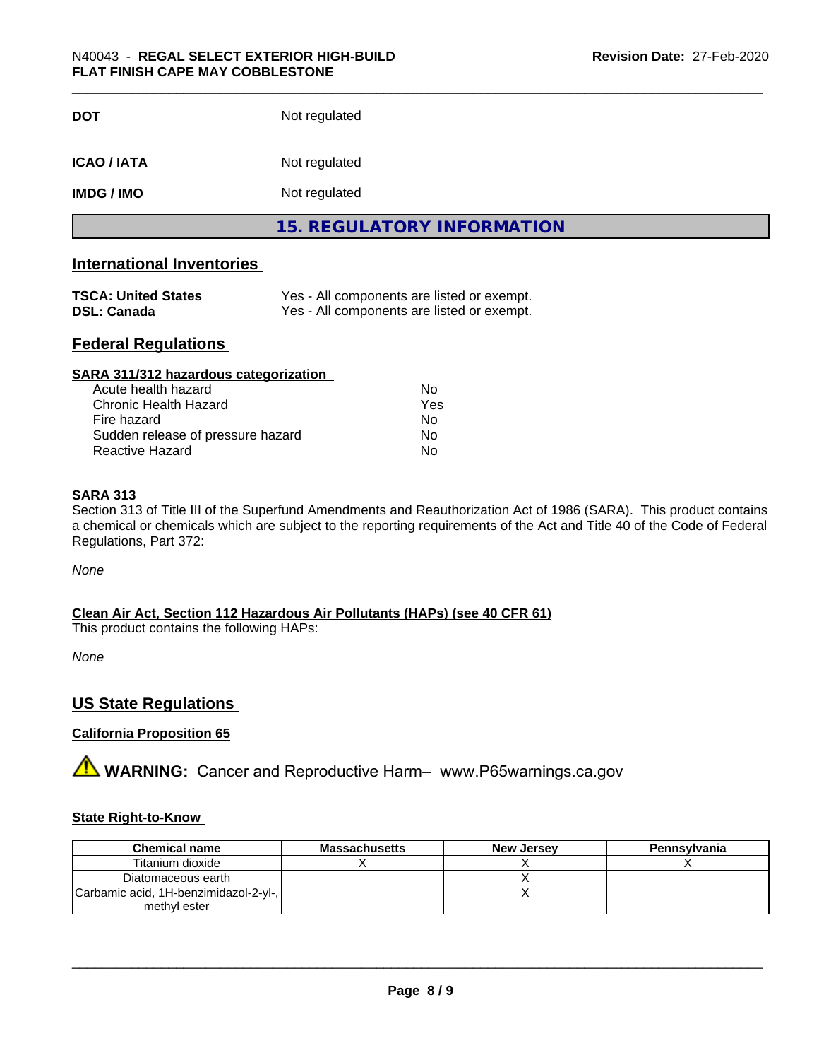| | |
|---|---|
| **DOT** | Not regulated |
| **ICAO / IATA** | Not regulated |
| **IMDG / IMO** | Not regulated |

# 15. REGULATORY INFORMATION

## International Inventories

| | |
|---|---|
| **TSCA: United States** | Yes - All components are listed or exempt. |
| **DSL: Canada** | Yes - All components are listed or exempt. |

## Federal Regulations

### SARA 311/312 hazardous categorization

| | |
|---|---|
| Acute health hazard | No |
| Chronic Health Hazard | Yes |
| Fire hazard | No |
| Sudden release of pressure hazard | No |
| Reactive Hazard | No |

### SARA 313

Section 313 of Title III of the Superfund Amendments and Reauthorization Act of 1986 (SARA). This product contains a chemical or chemicals which are subject to the reporting requirements of the Act and Title 40 of the Code of Federal Regulations, Part 372:

*None*

### Clean Air Act, Section 112 Hazardous Air Pollutants (HAPs) (see 40 CFR 61)

This product contains the following HAPs:

*None*

## US State Regulations

### California Proposition 65

**WARNING:** Cancer and Reproductive Harm– www.P65warnings.ca.gov

### State Right-to-Know

| Chemical name | Massachusetts | New Jersey | Pennsylvania |
|---|---|---|---|
| Titanium dioxide | X | X | X |
| Diatomaceous earth | | X | |
| Carbamic acid, 1H-benzimidazol-2-yl-, methyl ester | | X | |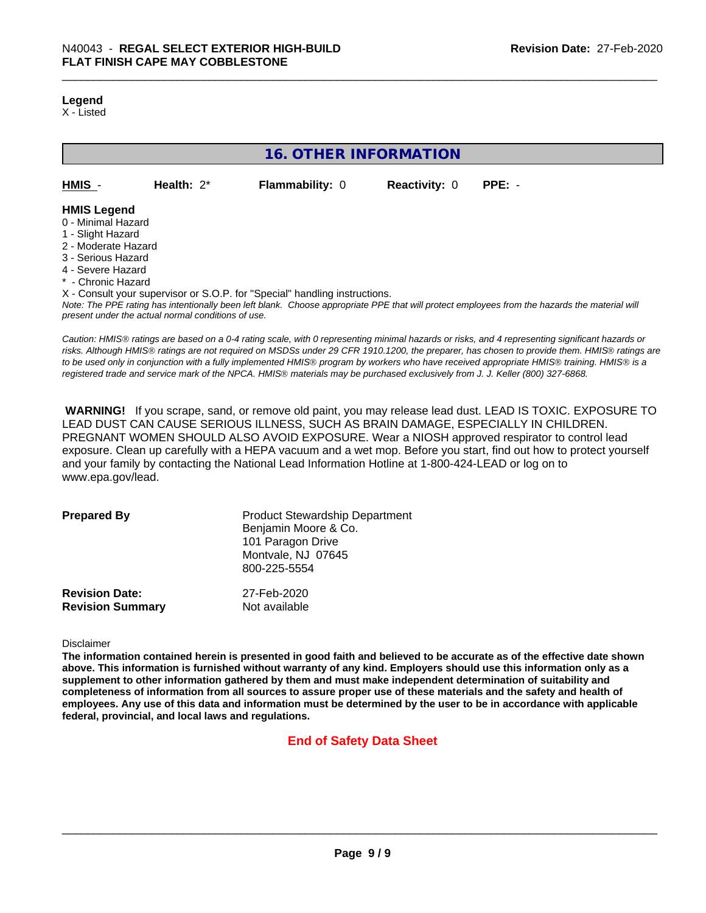**Legend**
X - Listed

## 16. OTHER INFORMATION

| **HMIS** - | **Health:** 2* | **Flammability:** 0 | **Reactivity:** 0 | **PPE:** - |
|---|---|---|---|---|

**HMIS Legend**
0 - Minimal Hazard
1 - Slight Hazard
2 - Moderate Hazard
3 - Serious Hazard
4 - Severe Hazard
* - Chronic Hazard
X - Consult your supervisor or S.O.P. for "Special" handling instructions.
*Note: The PPE rating has intentionally been left blank. Choose appropriate PPE that will protect employees from the hazards the material will present under the actual normal conditions of use.*

*Caution: HMIS® ratings are based on a 0-4 rating scale, with 0 representing minimal hazards or risks, and 4 representing significant hazards or risks. Although HMIS® ratings are not required on MSDSs under 29 CFR 1910.1200, the preparer, has chosen to provide them. HMIS® ratings are to be used only in conjunction with a fully implemented HMIS® program by workers who have received appropriate HMIS® training. HMIS® is a registered trade and service mark of the NPCA. HMIS® materials may be purchased exclusively from J. J. Keller (800) 327-6868.*

**WARNING!** If you scrape, sand, or remove old paint, you may release lead dust. LEAD IS TOXIC. EXPOSURE TO LEAD DUST CAN CAUSE SERIOUS ILLNESS, SUCH AS BRAIN DAMAGE, ESPECIALLY IN CHILDREN. PREGNANT WOMEN SHOULD ALSO AVOID EXPOSURE. Wear a NIOSH approved respirator to control lead exposure. Clean up carefully with a HEPA vacuum and a wet mop. Before you start, find out how to protect yourself and your family by contacting the National Lead Information Hotline at 1-800-424-LEAD or log on to www.epa.gov/lead.

**Prepared By**
Product Stewardship Department
Benjamin Moore & Co.
101 Paragon Drive
Montvale, NJ 07645
800-225-5554

**Revision Date:** 27-Feb-2020
**Revision Summary** Not available

Disclaimer
**The information contained herein is presented in good faith and believed to be accurate as of the effective date shown above. This information is furnished without warranty of any kind. Employers should use this information only as a supplement to other information gathered by them and must make independent determination of suitability and completeness of information from all sources to assure proper use of these materials and the safety and health of employees. Any use of this data and information must be determined by the user to be in accordance with applicable federal, provincial, and local laws and regulations.**

**End of Safety Data Sheet**